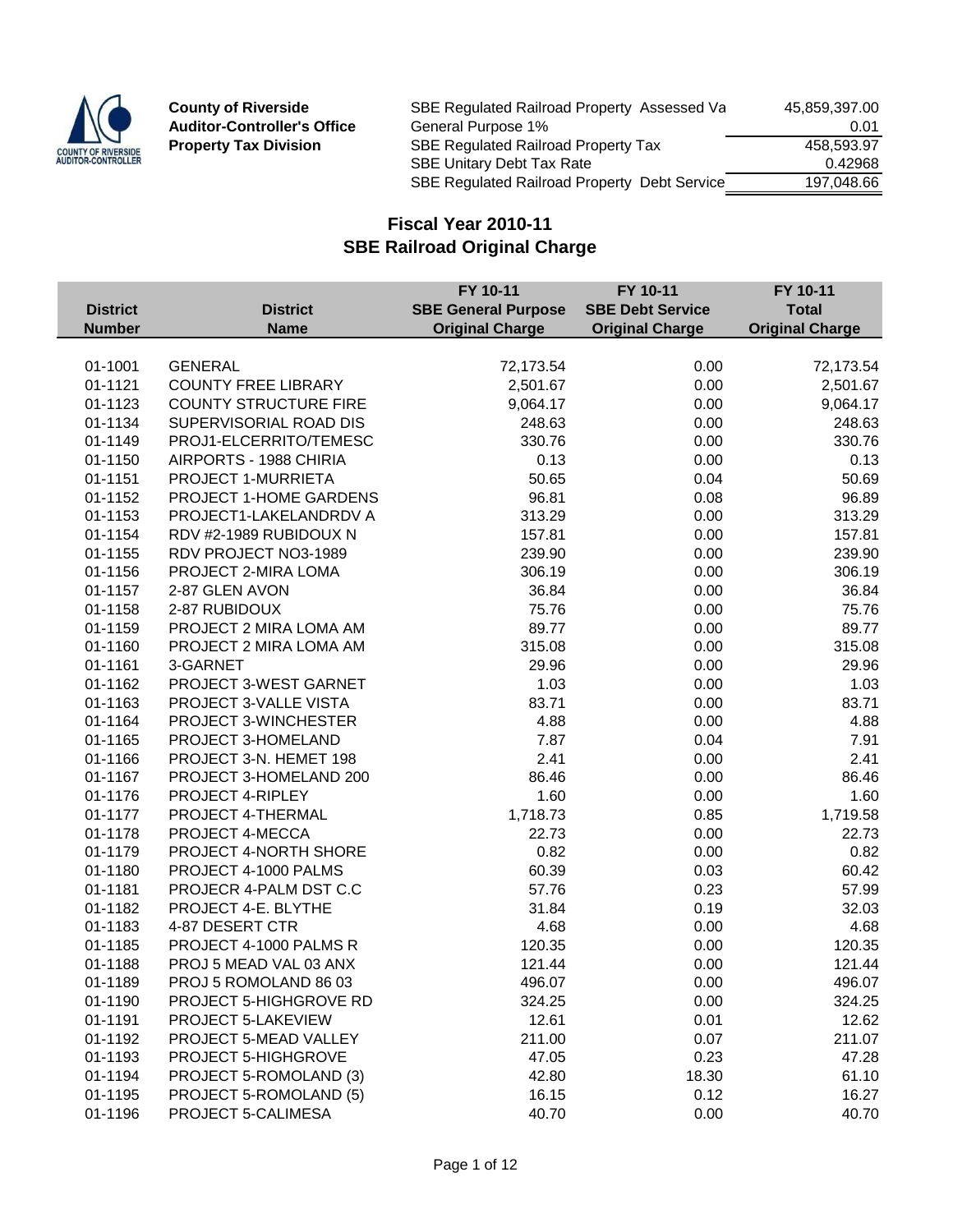**County of Riverside**
**Auditor-Controller's Office**
**Property Tax Division**

| | |
|---|---:|
| SBE Regulated Railroad Property Assessed Va | 45,859,397.00 |
| General Purpose 1% | 0.01 |
| SBE Regulated Railroad Property Tax | 458,593.97 |
| SBE Unitary Debt Tax Rate | 0.42968 |
| SBE Regulated Railroad Property Debt Service | 197,048.66 |

## Fiscal Year 2010-11
## SBE Railroad Original Charge

| District Number | District Name | FY 10-11 SBE General Purpose Original Charge | FY 10-11 SBE Debt Service Original Charge | FY 10-11 Total Original Charge |
|---|---|---:|---:|---:|
| 01-1001 | GENERAL | 72,173.54 | 0.00 | 72,173.54 |
| 01-1121 | COUNTY FREE LIBRARY | 2,501.67 | 0.00 | 2,501.67 |
| 01-1123 | COUNTY STRUCTURE FIRE | 9,064.17 | 0.00 | 9,064.17 |
| 01-1134 | SUPERVISORIAL ROAD DIS | 248.63 | 0.00 | 248.63 |
| 01-1149 | PROJ1-ELCERRITO/TEMESC | 330.76 | 0.00 | 330.76 |
| 01-1150 | AIRPORTS - 1988 CHIRIA | 0.13 | 0.00 | 0.13 |
| 01-1151 | PROJECT 1-MURRIETA | 50.65 | 0.04 | 50.69 |
| 01-1152 | PROJECT 1-HOME GARDENS | 96.81 | 0.08 | 96.89 |
| 01-1153 | PROJECT1-LAKELANDRDV A | 313.29 | 0.00 | 313.29 |
| 01-1154 | RDV #2-1989 RUBIDOUX N | 157.81 | 0.00 | 157.81 |
| 01-1155 | RDV PROJECT NO3-1989 | 239.90 | 0.00 | 239.90 |
| 01-1156 | PROJECT 2-MIRA LOMA | 306.19 | 0.00 | 306.19 |
| 01-1157 | 2-87 GLEN AVON | 36.84 | 0.00 | 36.84 |
| 01-1158 | 2-87 RUBIDOUX | 75.76 | 0.00 | 75.76 |
| 01-1159 | PROJECT 2 MIRA LOMA AM | 89.77 | 0.00 | 89.77 |
| 01-1160 | PROJECT 2 MIRA LOMA AM | 315.08 | 0.00 | 315.08 |
| 01-1161 | 3-GARNET | 29.96 | 0.00 | 29.96 |
| 01-1162 | PROJECT 3-WEST GARNET | 1.03 | 0.00 | 1.03 |
| 01-1163 | PROJECT 3-VALLE VISTA | 83.71 | 0.00 | 83.71 |
| 01-1164 | PROJECT 3-WINCHESTER | 4.88 | 0.00 | 4.88 |
| 01-1165 | PROJECT 3-HOMELAND | 7.87 | 0.04 | 7.91 |
| 01-1166 | PROJECT 3-N. HEMET 198 | 2.41 | 0.00 | 2.41 |
| 01-1167 | PROJECT 3-HOMELAND 200 | 86.46 | 0.00 | 86.46 |
| 01-1176 | PROJECT 4-RIPLEY | 1.60 | 0.00 | 1.60 |
| 01-1177 | PROJECT 4-THERMAL | 1,718.73 | 0.85 | 1,719.58 |
| 01-1178 | PROJECT 4-MECCA | 22.73 | 0.00 | 22.73 |
| 01-1179 | PROJECT 4-NORTH SHORE | 0.82 | 0.00 | 0.82 |
| 01-1180 | PROJECT 4-1000 PALMS | 60.39 | 0.03 | 60.42 |
| 01-1181 | PROJECR 4-PALM DST C.C | 57.76 | 0.23 | 57.99 |
| 01-1182 | PROJECT 4-E. BLYTHE | 31.84 | 0.19 | 32.03 |
| 01-1183 | 4-87 DESERT CTR | 4.68 | 0.00 | 4.68 |
| 01-1185 | PROJECT 4-1000 PALMS R | 120.35 | 0.00 | 120.35 |
| 01-1188 | PROJ 5 MEAD VAL 03 ANX | 121.44 | 0.00 | 121.44 |
| 01-1189 | PROJ 5 ROMOLAND 86 03 | 496.07 | 0.00 | 496.07 |
| 01-1190 | PROJECT 5-HIGHGROVE RD | 324.25 | 0.00 | 324.25 |
| 01-1191 | PROJECT 5-LAKEVIEW | 12.61 | 0.01 | 12.62 |
| 01-1192 | PROJECT 5-MEAD VALLEY | 211.00 | 0.07 | 211.07 |
| 01-1193 | PROJECT 5-HIGHGROVE | 47.05 | 0.23 | 47.28 |
| 01-1194 | PROJECT 5-ROMOLAND (3) | 42.80 | 18.30 | 61.10 |
| 01-1195 | PROJECT 5-ROMOLAND (5) | 16.15 | 0.12 | 16.27 |
| 01-1196 | PROJECT 5-CALIMESA | 40.70 | 0.00 | 40.70 |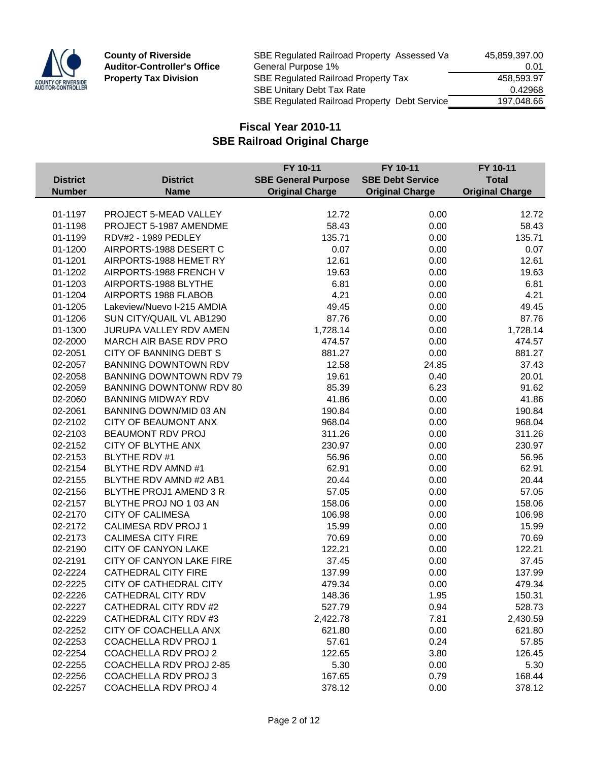**County of Riverside**
**Auditor-Controller's Office**
**Property Tax Division**

| | |
|---|---|
| SBE Regulated Railroad Property Assessed Va | 45,859,397.00 |
| General Purpose 1% | 0.01 |
| SBE Regulated Railroad Property Tax | 458,593.97 |
| SBE Unitary Debt Tax Rate | 0.42968 |
| SBE Regulated Railroad Property Debt Service | 197,048.66 |

## Fiscal Year 2010-11
## SBE Railroad Original Charge

| District Number | District Name | FY 10-11 SBE General Purpose Original Charge | FY 10-11 SBE Debt Service Original Charge | FY 10-11 Total Original Charge |
|---|---|---|---|---|
| 01-1197 | PROJECT 5-MEAD VALLEY | 12.72 | 0.00 | 12.72 |
| 01-1198 | PROJECT 5-1987 AMENDME | 58.43 | 0.00 | 58.43 |
| 01-1199 | RDV#2 - 1989 PEDLEY | 135.71 | 0.00 | 135.71 |
| 01-1200 | AIRPORTS-1988 DESERT C | 0.07 | 0.00 | 0.07 |
| 01-1201 | AIRPORTS-1988 HEMET RY | 12.61 | 0.00 | 12.61 |
| 01-1202 | AIRPORTS-1988 FRENCH V | 19.63 | 0.00 | 19.63 |
| 01-1203 | AIRPORTS-1988 BLYTHE | 6.81 | 0.00 | 6.81 |
| 01-1204 | AIRPORTS 1988 FLABOB | 4.21 | 0.00 | 4.21 |
| 01-1205 | Lakeview/Nuevo I-215 AMDIA | 49.45 | 0.00 | 49.45 |
| 01-1206 | SUN CITY/QUAIL VL AB1290 | 87.76 | 0.00 | 87.76 |
| 01-1300 | JURUPA VALLEY RDV AMEN | 1,728.14 | 0.00 | 1,728.14 |
| 02-2000 | MARCH AIR BASE RDV PRO | 474.57 | 0.00 | 474.57 |
| 02-2051 | CITY OF BANNING DEBT S | 881.27 | 0.00 | 881.27 |
| 02-2057 | BANNING DOWNTOWN RDV | 12.58 | 24.85 | 37.43 |
| 02-2058 | BANNING DOWNTOWN RDV 79 | 19.61 | 0.40 | 20.01 |
| 02-2059 | BANNING DOWNTONW RDV 80 | 85.39 | 6.23 | 91.62 |
| 02-2060 | BANNING MIDWAY RDV | 41.86 | 0.00 | 41.86 |
| 02-2061 | BANNING DOWN/MID 03 AN | 190.84 | 0.00 | 190.84 |
| 02-2102 | CITY OF BEAUMONT ANX | 968.04 | 0.00 | 968.04 |
| 02-2103 | BEAUMONT RDV PROJ | 311.26 | 0.00 | 311.26 |
| 02-2152 | CITY OF BLYTHE ANX | 230.97 | 0.00 | 230.97 |
| 02-2153 | BLYTHE RDV #1 | 56.96 | 0.00 | 56.96 |
| 02-2154 | BLYTHE RDV AMND #1 | 62.91 | 0.00 | 62.91 |
| 02-2155 | BLYTHE RDV AMND #2 AB1 | 20.44 | 0.00 | 20.44 |
| 02-2156 | BLYTHE PROJ1 AMEND 3 R | 57.05 | 0.00 | 57.05 |
| 02-2157 | BLYTHE PROJ NO 1 03 AN | 158.06 | 0.00 | 158.06 |
| 02-2170 | CITY OF CALIMESA | 106.98 | 0.00 | 106.98 |
| 02-2172 | CALIMESA RDV PROJ 1 | 15.99 | 0.00 | 15.99 |
| 02-2173 | CALIMESA CITY FIRE | 70.69 | 0.00 | 70.69 |
| 02-2190 | CITY OF CANYON LAKE | 122.21 | 0.00 | 122.21 |
| 02-2191 | CITY OF CANYON LAKE FIRE | 37.45 | 0.00 | 37.45 |
| 02-2224 | CATHEDRAL CITY FIRE | 137.99 | 0.00 | 137.99 |
| 02-2225 | CITY OF CATHEDRAL CITY | 479.34 | 0.00 | 479.34 |
| 02-2226 | CATHEDRAL CITY RDV | 148.36 | 1.95 | 150.31 |
| 02-2227 | CATHEDRAL CITY RDV #2 | 527.79 | 0.94 | 528.73 |
| 02-2229 | CATHEDRAL CITY RDV #3 | 2,422.78 | 7.81 | 2,430.59 |
| 02-2252 | CITY OF COACHELLA ANX | 621.80 | 0.00 | 621.80 |
| 02-2253 | COACHELLA RDV PROJ 1 | 57.61 | 0.24 | 57.85 |
| 02-2254 | COACHELLA RDV PROJ 2 | 122.65 | 3.80 | 126.45 |
| 02-2255 | COACHELLA RDV PROJ 2-85 | 5.30 | 0.00 | 5.30 |
| 02-2256 | COACHELLA RDV PROJ 3 | 167.65 | 0.79 | 168.44 |
| 02-2257 | COACHELLA RDV PROJ 4 | 378.12 | 0.00 | 378.12 |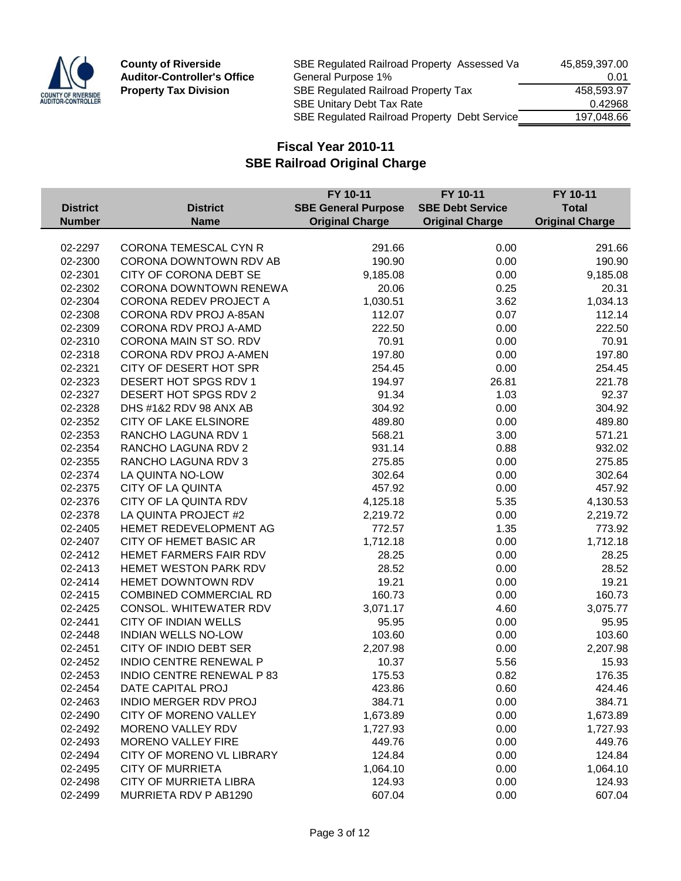**County of Riverside**
**Auditor-Controller's Office**
**Property Tax Division**

| | |
|---|---|
| SBE Regulated Railroad Property Assessed Va | 45,859,397.00 |
| General Purpose 1% | 0.01 |
| SBE Regulated Railroad Property Tax | 458,593.97 |
| SBE Unitary Debt Tax Rate | 0.42968 |
| SBE Regulated Railroad Property Debt Service | 197,048.66 |

## Fiscal Year 2010-11
## SBE Railroad Original Charge

| District Number | District Name | FY 10-11 SBE General Purpose Original Charge | FY 10-11 SBE Debt Service Original Charge | FY 10-11 Total Original Charge |
|---|---|---|---|---|
| 02-2297 | CORONA TEMESCAL CYN R | 291.66 | 0.00 | 291.66 |
| 02-2300 | CORONA DOWNTOWN RDV AB | 190.90 | 0.00 | 190.90 |
| 02-2301 | CITY OF CORONA DEBT SE | 9,185.08 | 0.00 | 9,185.08 |
| 02-2302 | CORONA DOWNTOWN RENEWA | 20.06 | 0.25 | 20.31 |
| 02-2304 | CORONA REDEV PROJECT A | 1,030.51 | 3.62 | 1,034.13 |
| 02-2308 | CORONA RDV PROJ A-85AN | 112.07 | 0.07 | 112.14 |
| 02-2309 | CORONA RDV PROJ A-AMD | 222.50 | 0.00 | 222.50 |
| 02-2310 | CORONA MAIN ST SO. RDV | 70.91 | 0.00 | 70.91 |
| 02-2318 | CORONA RDV PROJ A-AMEN | 197.80 | 0.00 | 197.80 |
| 02-2321 | CITY OF DESERT HOT SPR | 254.45 | 0.00 | 254.45 |
| 02-2323 | DESERT HOT SPGS RDV 1 | 194.97 | 26.81 | 221.78 |
| 02-2327 | DESERT HOT SPGS RDV 2 | 91.34 | 1.03 | 92.37 |
| 02-2328 | DHS #1&2 RDV 98 ANX AB | 304.92 | 0.00 | 304.92 |
| 02-2352 | CITY OF LAKE ELSINORE | 489.80 | 0.00 | 489.80 |
| 02-2353 | RANCHO LAGUNA RDV 1 | 568.21 | 3.00 | 571.21 |
| 02-2354 | RANCHO LAGUNA RDV 2 | 931.14 | 0.88 | 932.02 |
| 02-2355 | RANCHO LAGUNA RDV 3 | 275.85 | 0.00 | 275.85 |
| 02-2374 | LA QUINTA NO-LOW | 302.64 | 0.00 | 302.64 |
| 02-2375 | CITY OF LA QUINTA | 457.92 | 0.00 | 457.92 |
| 02-2376 | CITY OF LA QUINTA RDV | 4,125.18 | 5.35 | 4,130.53 |
| 02-2378 | LA QUINTA PROJECT #2 | 2,219.72 | 0.00 | 2,219.72 |
| 02-2405 | HEMET REDEVELOPMENT AG | 772.57 | 1.35 | 773.92 |
| 02-2407 | CITY OF HEMET BASIC AR | 1,712.18 | 0.00 | 1,712.18 |
| 02-2412 | HEMET FARMERS FAIR RDV | 28.25 | 0.00 | 28.25 |
| 02-2413 | HEMET WESTON PARK RDV | 28.52 | 0.00 | 28.52 |
| 02-2414 | HEMET DOWNTOWN RDV | 19.21 | 0.00 | 19.21 |
| 02-2415 | COMBINED COMMERCIAL RD | 160.73 | 0.00 | 160.73 |
| 02-2425 | CONSOL. WHITEWATER RDV | 3,071.17 | 4.60 | 3,075.77 |
| 02-2441 | CITY OF INDIAN WELLS | 95.95 | 0.00 | 95.95 |
| 02-2448 | INDIAN WELLS NO-LOW | 103.60 | 0.00 | 103.60 |
| 02-2451 | CITY OF INDIO DEBT SER | 2,207.98 | 0.00 | 2,207.98 |
| 02-2452 | INDIO CENTRE RENEWAL P | 10.37 | 5.56 | 15.93 |
| 02-2453 | INDIO CENTRE RENEWAL P 83 | 175.53 | 0.82 | 176.35 |
| 02-2454 | DATE CAPITAL PROJ | 423.86 | 0.60 | 424.46 |
| 02-2463 | INDIO MERGER RDV PROJ | 384.71 | 0.00 | 384.71 |
| 02-2490 | CITY OF MORENO VALLEY | 1,673.89 | 0.00 | 1,673.89 |
| 02-2492 | MORENO VALLEY RDV | 1,727.93 | 0.00 | 1,727.93 |
| 02-2493 | MORENO VALLEY FIRE | 449.76 | 0.00 | 449.76 |
| 02-2494 | CITY OF MORENO VL LIBRARY | 124.84 | 0.00 | 124.84 |
| 02-2495 | CITY OF MURRIETA | 1,064.10 | 0.00 | 1,064.10 |
| 02-2498 | CITY OF MURRIETA LIBRA | 124.93 | 0.00 | 124.93 |
| 02-2499 | MURRIETA RDV P AB1290 | 607.04 | 0.00 | 607.04 |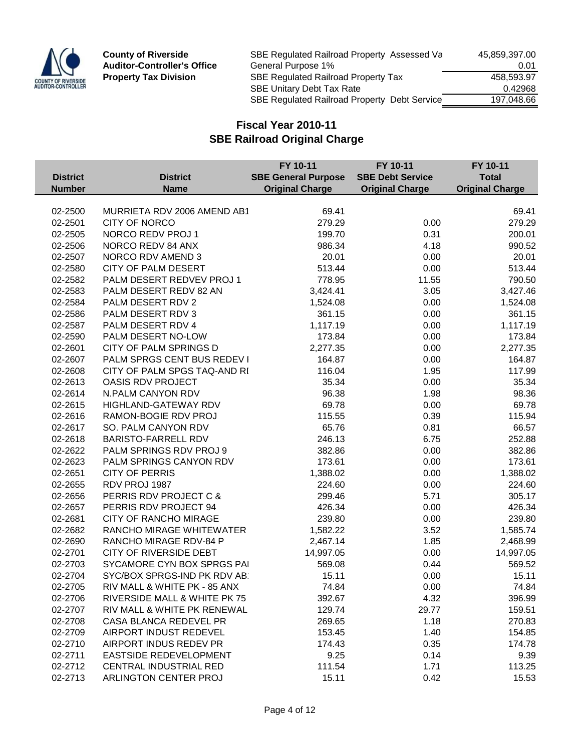**County of Riverside**
**Auditor-Controller's Office**
**Property Tax Division**

| | |
|---|---:|
| SBE Regulated Railroad Property Assessed Va | 45,859,397.00 |
| General Purpose 1% | 0.01 |
| SBE Regulated Railroad Property Tax | 458,593.97 |
| SBE Unitary Debt Tax Rate | 0.42968 |
| SBE Regulated Railroad Property Debt Service | 197,048.66 |

## Fiscal Year 2010-11
## SBE Railroad Original Charge

| District Number | District Name | FY 10-11 SBE General Purpose Original Charge | FY 10-11 SBE Debt Service Original Charge | FY 10-11 Total Original Charge |
|---|---|---:|---:|---:|
| 02-2500 | MURRIETA RDV 2006 AMEND AB1 | 69.41 | | 69.41 |
| 02-2501 | CITY OF NORCO | 279.29 | 0.00 | 279.29 |
| 02-2505 | NORCO REDV PROJ 1 | 199.70 | 0.31 | 200.01 |
| 02-2506 | NORCO REDV 84 ANX | 986.34 | 4.18 | 990.52 |
| 02-2507 | NORCO RDV AMEND 3 | 20.01 | 0.00 | 20.01 |
| 02-2580 | CITY OF PALM DESERT | 513.44 | 0.00 | 513.44 |
| 02-2582 | PALM DESERT REDVEV PROJ 1 | 778.95 | 11.55 | 790.50 |
| 02-2583 | PALM DESERT REDV 82 AN | 3,424.41 | 3.05 | 3,427.46 |
| 02-2584 | PALM DESERT RDV 2 | 1,524.08 | 0.00 | 1,524.08 |
| 02-2586 | PALM DESERT RDV 3 | 361.15 | 0.00 | 361.15 |
| 02-2587 | PALM DESERT RDV 4 | 1,117.19 | 0.00 | 1,117.19 |
| 02-2590 | PALM DESERT NO-LOW | 173.84 | 0.00 | 173.84 |
| 02-2601 | CITY OF PALM SPRINGS D | 2,277.35 | 0.00 | 2,277.35 |
| 02-2607 | PALM SPRGS CENT BUS REDEV I | 164.87 | 0.00 | 164.87 |
| 02-2608 | CITY OF PALM SPGS TAQ-AND RI | 116.04 | 1.95 | 117.99 |
| 02-2613 | OASIS RDV PROJECT | 35.34 | 0.00 | 35.34 |
| 02-2614 | N.PALM CANYON RDV | 96.38 | 1.98 | 98.36 |
| 02-2615 | HIGHLAND-GATEWAY RDV | 69.78 | 0.00 | 69.78 |
| 02-2616 | RAMON-BOGIE RDV PROJ | 115.55 | 0.39 | 115.94 |
| 02-2617 | SO. PALM CANYON RDV | 65.76 | 0.81 | 66.57 |
| 02-2618 | BARISTO-FARRELL RDV | 246.13 | 6.75 | 252.88 |
| 02-2622 | PALM SPRINGS RDV PROJ 9 | 382.86 | 0.00 | 382.86 |
| 02-2623 | PALM SPRINGS CANYON RDV | 173.61 | 0.00 | 173.61 |
| 02-2651 | CITY OF PERRIS | 1,388.02 | 0.00 | 1,388.02 |
| 02-2655 | RDV PROJ 1987 | 224.60 | 0.00 | 224.60 |
| 02-2656 | PERRIS RDV PROJECT C & | 299.46 | 5.71 | 305.17 |
| 02-2657 | PERRIS RDV PROJECT 94 | 426.34 | 0.00 | 426.34 |
| 02-2681 | CITY OF RANCHO MIRAGE | 239.80 | 0.00 | 239.80 |
| 02-2682 | RANCHO MIRAGE WHITEWATER | 1,582.22 | 3.52 | 1,585.74 |
| 02-2690 | RANCHO MIRAGE RDV-84 P | 2,467.14 | 1.85 | 2,468.99 |
| 02-2701 | CITY OF RIVERSIDE DEBT | 14,997.05 | 0.00 | 14,997.05 |
| 02-2703 | SYCAMORE CYN BOX SPRGS PAI | 569.08 | 0.44 | 569.52 |
| 02-2704 | SYC/BOX SPRGS-IND PK RDV AB: | 15.11 | 0.00 | 15.11 |
| 02-2705 | RIV MALL & WHITE PK - 85 ANX | 74.84 | 0.00 | 74.84 |
| 02-2706 | RIVERSIDE MALL & WHITE PK 75 | 392.67 | 4.32 | 396.99 |
| 02-2707 | RIV MALL & WHITE PK RENEWAL | 129.74 | 29.77 | 159.51 |
| 02-2708 | CASA BLANCA REDEVEL PR | 269.65 | 1.18 | 270.83 |
| 02-2709 | AIRPORT INDUST REDEVEL | 153.45 | 1.40 | 154.85 |
| 02-2710 | AIRPORT INDUS REDEV PR | 174.43 | 0.35 | 174.78 |
| 02-2711 | EASTSIDE REDEVELOPMENT | 9.25 | 0.14 | 9.39 |
| 02-2712 | CENTRAL INDUSTRIAL RED | 111.54 | 1.71 | 113.25 |
| 02-2713 | ARLINGTON CENTER PROJ | 15.11 | 0.42 | 15.53 |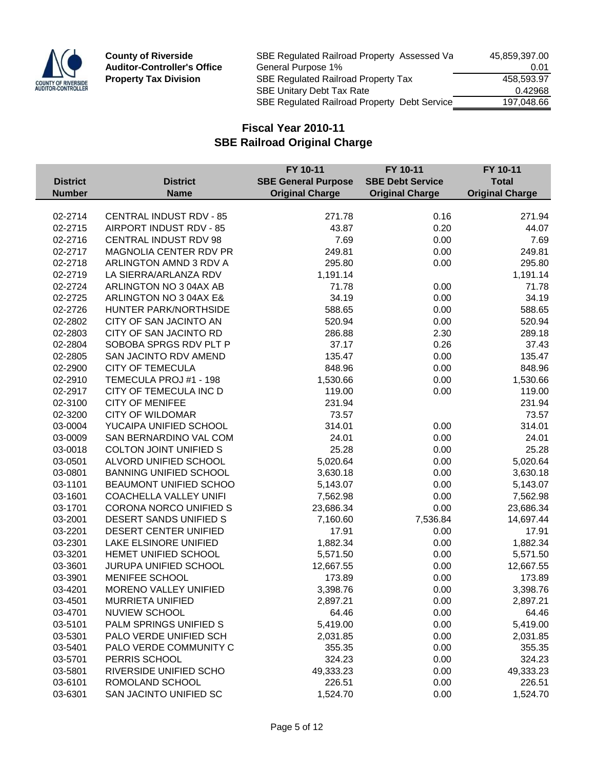**County of Riverside**
**Auditor-Controller's Office**
**Property Tax Division**

| | |
|---|---:|
| SBE Regulated Railroad Property Assessed Va | 45,859,397.00 |
| General Purpose 1% | 0.01 |
| SBE Regulated Railroad Property Tax | 458,593.97 |
| SBE Unitary Debt Tax Rate | 0.42968 |
| SBE Regulated Railroad Property Debt Service | 197,048.66 |

## Fiscal Year 2010-11
## SBE Railroad Original Charge

| District Number | District Name | FY 10-11 SBE General Purpose Original Charge | FY 10-11 SBE Debt Service Original Charge | FY 10-11 Total Original Charge |
|---|---|---:|---:|---:|
| 02-2714 | CENTRAL INDUST RDV - 85 | 271.78 | 0.16 | 271.94 |
| 02-2715 | AIRPORT INDUST RDV - 85 | 43.87 | 0.20 | 44.07 |
| 02-2716 | CENTRAL INDUST RDV 98 | 7.69 | 0.00 | 7.69 |
| 02-2717 | MAGNOLIA CENTER RDV PR | 249.81 | 0.00 | 249.81 |
| 02-2718 | ARLINGTON AMND 3 RDV A | 295.80 | 0.00 | 295.80 |
| 02-2719 | LA SIERRA/ARLANZA RDV | 1,191.14 | | 1,191.14 |
| 02-2724 | ARLINGTON NO 3 04AX AB | 71.78 | 0.00 | 71.78 |
| 02-2725 | ARLINGTON NO 3 04AX E& | 34.19 | 0.00 | 34.19 |
| 02-2726 | HUNTER PARK/NORTHSIDE | 588.65 | 0.00 | 588.65 |
| 02-2802 | CITY OF SAN JACINTO AN | 520.94 | 0.00 | 520.94 |
| 02-2803 | CITY OF SAN JACINTO RD | 286.88 | 2.30 | 289.18 |
| 02-2804 | SOBOBA SPRGS RDV PLT P | 37.17 | 0.26 | 37.43 |
| 02-2805 | SAN JACINTO RDV AMEND | 135.47 | 0.00 | 135.47 |
| 02-2900 | CITY OF TEMECULA | 848.96 | 0.00 | 848.96 |
| 02-2910 | TEMECULA PROJ #1 - 198 | 1,530.66 | 0.00 | 1,530.66 |
| 02-2917 | CITY OF TEMECULA INC D | 119.00 | 0.00 | 119.00 |
| 02-3100 | CITY OF MENIFEE | 231.94 | | 231.94 |
| 02-3200 | CITY OF WILDOMAR | 73.57 | | 73.57 |
| 03-0004 | YUCAIPA UNIFIED SCHOOL | 314.01 | 0.00 | 314.01 |
| 03-0009 | SAN BERNARDINO VAL COM | 24.01 | 0.00 | 24.01 |
| 03-0018 | COLTON JOINT UNIFIED S | 25.28 | 0.00 | 25.28 |
| 03-0501 | ALVORD UNIFIED SCHOOL | 5,020.64 | 0.00 | 5,020.64 |
| 03-0801 | BANNING UNIFIED SCHOOL | 3,630.18 | 0.00 | 3,630.18 |
| 03-1101 | BEAUMONT UNIFIED SCHOO | 5,143.07 | 0.00 | 5,143.07 |
| 03-1601 | COACHELLA VALLEY UNIFI | 7,562.98 | 0.00 | 7,562.98 |
| 03-1701 | CORONA NORCO UNIFIED S | 23,686.34 | 0.00 | 23,686.34 |
| 03-2001 | DESERT SANDS UNIFIED S | 7,160.60 | 7,536.84 | 14,697.44 |
| 03-2201 | DESERT CENTER UNIFIED | 17.91 | 0.00 | 17.91 |
| 03-2301 | LAKE ELSINORE UNIFIED | 1,882.34 | 0.00 | 1,882.34 |
| 03-3201 | HEMET UNIFIED SCHOOL | 5,571.50 | 0.00 | 5,571.50 |
| 03-3601 | JURUPA UNIFIED SCHOOL | 12,667.55 | 0.00 | 12,667.55 |
| 03-3901 | MENIFEE SCHOOL | 173.89 | 0.00 | 173.89 |
| 03-4201 | MORENO VALLEY UNIFIED | 3,398.76 | 0.00 | 3,398.76 |
| 03-4501 | MURRIETA UNIFIED | 2,897.21 | 0.00 | 2,897.21 |
| 03-4701 | NUVIEW SCHOOL | 64.46 | 0.00 | 64.46 |
| 03-5101 | PALM SPRINGS UNIFIED S | 5,419.00 | 0.00 | 5,419.00 |
| 03-5301 | PALO VERDE UNIFIED SCH | 2,031.85 | 0.00 | 2,031.85 |
| 03-5401 | PALO VERDE COMMUNITY C | 355.35 | 0.00 | 355.35 |
| 03-5701 | PERRIS SCHOOL | 324.23 | 0.00 | 324.23 |
| 03-5801 | RIVERSIDE UNIFIED SCHO | 49,333.23 | 0.00 | 49,333.23 |
| 03-6101 | ROMOLAND SCHOOL | 226.51 | 0.00 | 226.51 |
| 03-6301 | SAN JACINTO UNIFIED SC | 1,524.70 | 0.00 | 1,524.70 |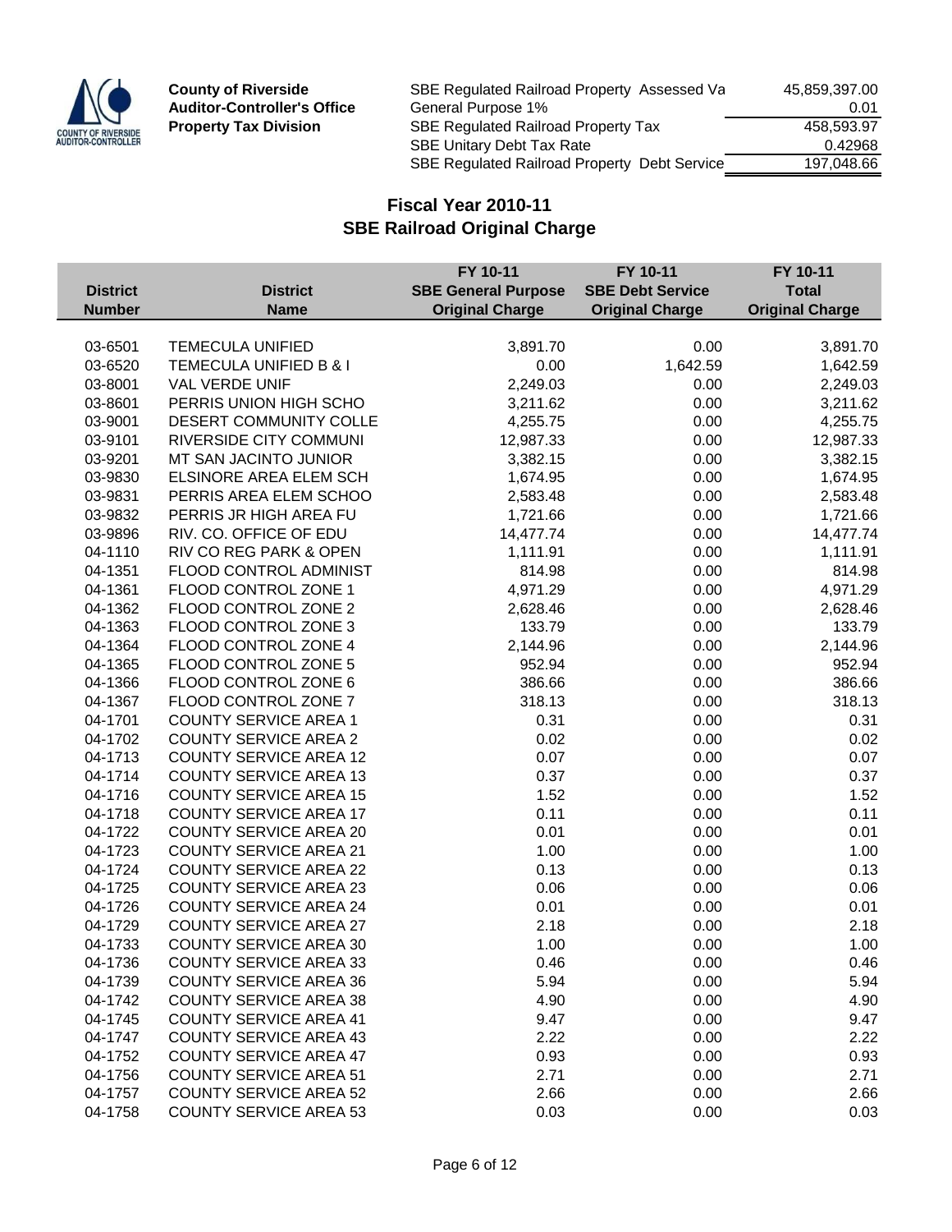**County of Riverside**
**Auditor-Controller's Office**
**Property Tax Division**

| | |
|---|---:|
| SBE Regulated Railroad Property Assessed Va | 45,859,397.00 |
| General Purpose 1% | 0.01 |
| SBE Regulated Railroad Property Tax | 458,593.97 |
| SBE Unitary Debt Tax Rate | 0.42968 |
| SBE Regulated Railroad Property Debt Service | 197,048.66 |

## Fiscal Year 2010-11
## SBE Railroad Original Charge

| District Number | District Name | FY 10-11 SBE General Purpose Original Charge | FY 10-11 SBE Debt Service Original Charge | FY 10-11 Total Original Charge |
|---|---|---:|---:|---:|
| 03-6501 | TEMECULA UNIFIED | 3,891.70 | 0.00 | 3,891.70 |
| 03-6520 | TEMECULA UNIFIED B & I | 0.00 | 1,642.59 | 1,642.59 |
| 03-8001 | VAL VERDE UNIF | 2,249.03 | 0.00 | 2,249.03 |
| 03-8601 | PERRIS UNION HIGH SCHO | 3,211.62 | 0.00 | 3,211.62 |
| 03-9001 | DESERT COMMUNITY COLLE | 4,255.75 | 0.00 | 4,255.75 |
| 03-9101 | RIVERSIDE CITY COMMUNI | 12,987.33 | 0.00 | 12,987.33 |
| 03-9201 | MT SAN JACINTO JUNIOR | 3,382.15 | 0.00 | 3,382.15 |
| 03-9830 | ELSINORE AREA ELEM SCH | 1,674.95 | 0.00 | 1,674.95 |
| 03-9831 | PERRIS AREA ELEM SCHOO | 2,583.48 | 0.00 | 2,583.48 |
| 03-9832 | PERRIS JR HIGH AREA FU | 1,721.66 | 0.00 | 1,721.66 |
| 03-9896 | RIV. CO. OFFICE OF EDU | 14,477.74 | 0.00 | 14,477.74 |
| 04-1110 | RIV CO REG PARK & OPEN | 1,111.91 | 0.00 | 1,111.91 |
| 04-1351 | FLOOD CONTROL ADMINIST | 814.98 | 0.00 | 814.98 |
| 04-1361 | FLOOD CONTROL ZONE 1 | 4,971.29 | 0.00 | 4,971.29 |
| 04-1362 | FLOOD CONTROL ZONE 2 | 2,628.46 | 0.00 | 2,628.46 |
| 04-1363 | FLOOD CONTROL ZONE 3 | 133.79 | 0.00 | 133.79 |
| 04-1364 | FLOOD CONTROL ZONE 4 | 2,144.96 | 0.00 | 2,144.96 |
| 04-1365 | FLOOD CONTROL ZONE 5 | 952.94 | 0.00 | 952.94 |
| 04-1366 | FLOOD CONTROL ZONE 6 | 386.66 | 0.00 | 386.66 |
| 04-1367 | FLOOD CONTROL ZONE 7 | 318.13 | 0.00 | 318.13 |
| 04-1701 | COUNTY SERVICE AREA 1 | 0.31 | 0.00 | 0.31 |
| 04-1702 | COUNTY SERVICE AREA 2 | 0.02 | 0.00 | 0.02 |
| 04-1713 | COUNTY SERVICE AREA 12 | 0.07 | 0.00 | 0.07 |
| 04-1714 | COUNTY SERVICE AREA 13 | 0.37 | 0.00 | 0.37 |
| 04-1716 | COUNTY SERVICE AREA 15 | 1.52 | 0.00 | 1.52 |
| 04-1718 | COUNTY SERVICE AREA 17 | 0.11 | 0.00 | 0.11 |
| 04-1722 | COUNTY SERVICE AREA 20 | 0.01 | 0.00 | 0.01 |
| 04-1723 | COUNTY SERVICE AREA 21 | 1.00 | 0.00 | 1.00 |
| 04-1724 | COUNTY SERVICE AREA 22 | 0.13 | 0.00 | 0.13 |
| 04-1725 | COUNTY SERVICE AREA 23 | 0.06 | 0.00 | 0.06 |
| 04-1726 | COUNTY SERVICE AREA 24 | 0.01 | 0.00 | 0.01 |
| 04-1729 | COUNTY SERVICE AREA 27 | 2.18 | 0.00 | 2.18 |
| 04-1733 | COUNTY SERVICE AREA 30 | 1.00 | 0.00 | 1.00 |
| 04-1736 | COUNTY SERVICE AREA 33 | 0.46 | 0.00 | 0.46 |
| 04-1739 | COUNTY SERVICE AREA 36 | 5.94 | 0.00 | 5.94 |
| 04-1742 | COUNTY SERVICE AREA 38 | 4.90 | 0.00 | 4.90 |
| 04-1745 | COUNTY SERVICE AREA 41 | 9.47 | 0.00 | 9.47 |
| 04-1747 | COUNTY SERVICE AREA 43 | 2.22 | 0.00 | 2.22 |
| 04-1752 | COUNTY SERVICE AREA 47 | 0.93 | 0.00 | 0.93 |
| 04-1756 | COUNTY SERVICE AREA 51 | 2.71 | 0.00 | 2.71 |
| 04-1757 | COUNTY SERVICE AREA 52 | 2.66 | 0.00 | 2.66 |
| 04-1758 | COUNTY SERVICE AREA 53 | 0.03 | 0.00 | 0.03 |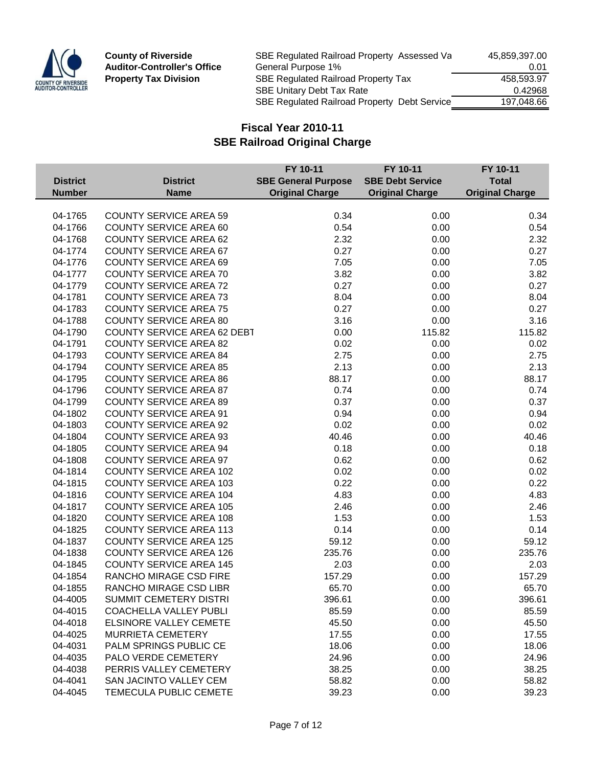**County of Riverside**
**Auditor-Controller's Office**
**Property Tax Division**

| | |
|---|---:|
| SBE Regulated Railroad Property Assessed Va | 45,859,397.00 |
| General Purpose 1% | 0.01 |
| SBE Regulated Railroad Property Tax | 458,593.97 |
| SBE Unitary Debt Tax Rate | 0.42968 |
| SBE Regulated Railroad Property Debt Service | 197,048.66 |

## Fiscal Year 2010-11
## SBE Railroad Original Charge

| District Number | District Name | FY 10-11 SBE General Purpose Original Charge | FY 10-11 SBE Debt Service Original Charge | FY 10-11 Total Original Charge |
|---|---|---:|---:|---:|
| 04-1765 | COUNTY SERVICE AREA 59 | 0.34 | 0.00 | 0.34 |
| 04-1766 | COUNTY SERVICE AREA 60 | 0.54 | 0.00 | 0.54 |
| 04-1768 | COUNTY SERVICE AREA 62 | 2.32 | 0.00 | 2.32 |
| 04-1774 | COUNTY SERVICE AREA 67 | 0.27 | 0.00 | 0.27 |
| 04-1776 | COUNTY SERVICE AREA 69 | 7.05 | 0.00 | 7.05 |
| 04-1777 | COUNTY SERVICE AREA 70 | 3.82 | 0.00 | 3.82 |
| 04-1779 | COUNTY SERVICE AREA 72 | 0.27 | 0.00 | 0.27 |
| 04-1781 | COUNTY SERVICE AREA 73 | 8.04 | 0.00 | 8.04 |
| 04-1783 | COUNTY SERVICE AREA 75 | 0.27 | 0.00 | 0.27 |
| 04-1788 | COUNTY SERVICE AREA 80 | 3.16 | 0.00 | 3.16 |
| 04-1790 | COUNTY SERVICE AREA 62 DEBT | 0.00 | 115.82 | 115.82 |
| 04-1791 | COUNTY SERVICE AREA 82 | 0.02 | 0.00 | 0.02 |
| 04-1793 | COUNTY SERVICE AREA 84 | 2.75 | 0.00 | 2.75 |
| 04-1794 | COUNTY SERVICE AREA 85 | 2.13 | 0.00 | 2.13 |
| 04-1795 | COUNTY SERVICE AREA 86 | 88.17 | 0.00 | 88.17 |
| 04-1796 | COUNTY SERVICE AREA 87 | 0.74 | 0.00 | 0.74 |
| 04-1799 | COUNTY SERVICE AREA 89 | 0.37 | 0.00 | 0.37 |
| 04-1802 | COUNTY SERVICE AREA 91 | 0.94 | 0.00 | 0.94 |
| 04-1803 | COUNTY SERVICE AREA 92 | 0.02 | 0.00 | 0.02 |
| 04-1804 | COUNTY SERVICE AREA 93 | 40.46 | 0.00 | 40.46 |
| 04-1805 | COUNTY SERVICE AREA 94 | 0.18 | 0.00 | 0.18 |
| 04-1808 | COUNTY SERVICE AREA 97 | 0.62 | 0.00 | 0.62 |
| 04-1814 | COUNTY SERVICE AREA 102 | 0.02 | 0.00 | 0.02 |
| 04-1815 | COUNTY SERVICE AREA 103 | 0.22 | 0.00 | 0.22 |
| 04-1816 | COUNTY SERVICE AREA 104 | 4.83 | 0.00 | 4.83 |
| 04-1817 | COUNTY SERVICE AREA 105 | 2.46 | 0.00 | 2.46 |
| 04-1820 | COUNTY SERVICE AREA 108 | 1.53 | 0.00 | 1.53 |
| 04-1825 | COUNTY SERVICE AREA 113 | 0.14 | 0.00 | 0.14 |
| 04-1837 | COUNTY SERVICE AREA 125 | 59.12 | 0.00 | 59.12 |
| 04-1838 | COUNTY SERVICE AREA 126 | 235.76 | 0.00 | 235.76 |
| 04-1845 | COUNTY SERVICE AREA 145 | 2.03 | 0.00 | 2.03 |
| 04-1854 | RANCHO MIRAGE CSD FIRE | 157.29 | 0.00 | 157.29 |
| 04-1855 | RANCHO MIRAGE CSD LIBR | 65.70 | 0.00 | 65.70 |
| 04-4005 | SUMMIT CEMETERY DISTRI | 396.61 | 0.00 | 396.61 |
| 04-4015 | COACHELLA VALLEY PUBLI | 85.59 | 0.00 | 85.59 |
| 04-4018 | ELSINORE VALLEY CEMETE | 45.50 | 0.00 | 45.50 |
| 04-4025 | MURRIETA CEMETERY | 17.55 | 0.00 | 17.55 |
| 04-4031 | PALM SPRINGS PUBLIC CE | 18.06 | 0.00 | 18.06 |
| 04-4035 | PALO VERDE CEMETERY | 24.96 | 0.00 | 24.96 |
| 04-4038 | PERRIS VALLEY CEMETERY | 38.25 | 0.00 | 38.25 |
| 04-4041 | SAN JACINTO VALLEY CEM | 58.82 | 0.00 | 58.82 |
| 04-4045 | TEMECULA PUBLIC CEMETE | 39.23 | 0.00 | 39.23 |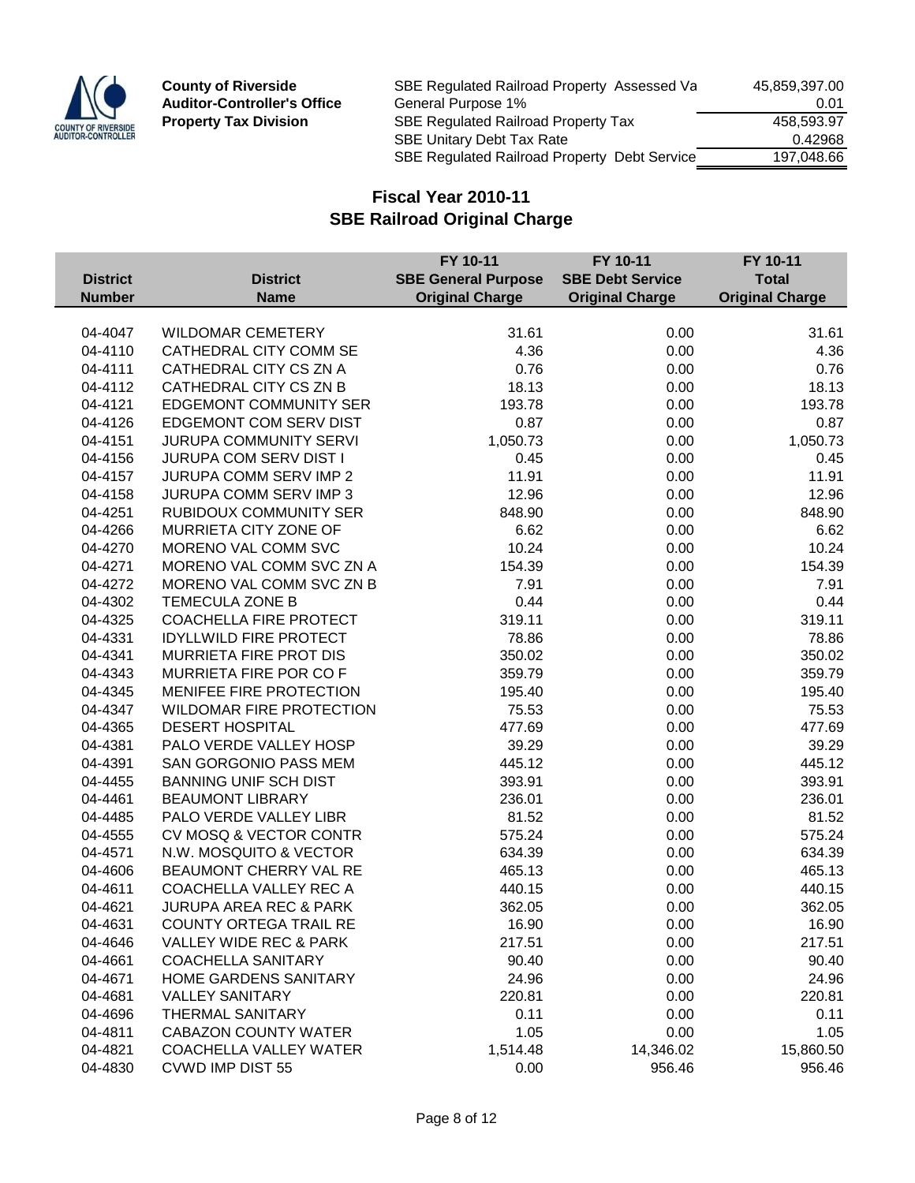**County of Riverside**
**Auditor-Controller's Office**
**Property Tax Division**

| | |
|---|---:|
| SBE Regulated Railroad Property Assessed Va | 45,859,397.00 |
| General Purpose 1% | 0.01 |
| SBE Regulated Railroad Property Tax | 458,593.97 |
| SBE Unitary Debt Tax Rate | 0.42968 |
| SBE Regulated Railroad Property Debt Service | 197,048.66 |

## Fiscal Year 2010-11
## SBE Railroad Original Charge

| District Number | District Name | FY 10-11 SBE General Purpose Original Charge | FY 10-11 SBE Debt Service Original Charge | FY 10-11 Total Original Charge |
|---|---|---:|---:|---:|
| 04-4047 | WILDOMAR CEMETERY | 31.61 | 0.00 | 31.61 |
| 04-4110 | CATHEDRAL CITY COMM SE | 4.36 | 0.00 | 4.36 |
| 04-4111 | CATHEDRAL CITY CS ZN A | 0.76 | 0.00 | 0.76 |
| 04-4112 | CATHEDRAL CITY CS ZN B | 18.13 | 0.00 | 18.13 |
| 04-4121 | EDGEMONT COMMUNITY SER | 193.78 | 0.00 | 193.78 |
| 04-4126 | EDGEMONT COM SERV DIST | 0.87 | 0.00 | 0.87 |
| 04-4151 | JURUPA COMMUNITY SERVI | 1,050.73 | 0.00 | 1,050.73 |
| 04-4156 | JURUPA COM SERV DIST I | 0.45 | 0.00 | 0.45 |
| 04-4157 | JURUPA COMM SERV IMP 2 | 11.91 | 0.00 | 11.91 |
| 04-4158 | JURUPA COMM SERV IMP 3 | 12.96 | 0.00 | 12.96 |
| 04-4251 | RUBIDOUX COMMUNITY SER | 848.90 | 0.00 | 848.90 |
| 04-4266 | MURRIETA CITY ZONE OF | 6.62 | 0.00 | 6.62 |
| 04-4270 | MORENO VAL COMM SVC | 10.24 | 0.00 | 10.24 |
| 04-4271 | MORENO VAL COMM SVC ZN A | 154.39 | 0.00 | 154.39 |
| 04-4272 | MORENO VAL COMM SVC ZN B | 7.91 | 0.00 | 7.91 |
| 04-4302 | TEMECULA ZONE B | 0.44 | 0.00 | 0.44 |
| 04-4325 | COACHELLA FIRE PROTECT | 319.11 | 0.00 | 319.11 |
| 04-4331 | IDYLLWILD FIRE PROTECT | 78.86 | 0.00 | 78.86 |
| 04-4341 | MURRIETA FIRE PROT DIS | 350.02 | 0.00 | 350.02 |
| 04-4343 | MURRIETA FIRE POR CO F | 359.79 | 0.00 | 359.79 |
| 04-4345 | MENIFEE FIRE PROTECTION | 195.40 | 0.00 | 195.40 |
| 04-4347 | WILDOMAR FIRE PROTECTION | 75.53 | 0.00 | 75.53 |
| 04-4365 | DESERT HOSPITAL | 477.69 | 0.00 | 477.69 |
| 04-4381 | PALO VERDE VALLEY HOSP | 39.29 | 0.00 | 39.29 |
| 04-4391 | SAN GORGONIO PASS MEM | 445.12 | 0.00 | 445.12 |
| 04-4455 | BANNING UNIF SCH DIST | 393.91 | 0.00 | 393.91 |
| 04-4461 | BEAUMONT LIBRARY | 236.01 | 0.00 | 236.01 |
| 04-4485 | PALO VERDE VALLEY LIBR | 81.52 | 0.00 | 81.52 |
| 04-4555 | CV MOSQ & VECTOR CONTR | 575.24 | 0.00 | 575.24 |
| 04-4571 | N.W. MOSQUITO & VECTOR | 634.39 | 0.00 | 634.39 |
| 04-4606 | BEAUMONT CHERRY VAL RE | 465.13 | 0.00 | 465.13 |
| 04-4611 | COACHELLA VALLEY REC A | 440.15 | 0.00 | 440.15 |
| 04-4621 | JURUPA AREA REC & PARK | 362.05 | 0.00 | 362.05 |
| 04-4631 | COUNTY ORTEGA TRAIL RE | 16.90 | 0.00 | 16.90 |
| 04-4646 | VALLEY WIDE REC & PARK | 217.51 | 0.00 | 217.51 |
| 04-4661 | COACHELLA SANITARY | 90.40 | 0.00 | 90.40 |
| 04-4671 | HOME GARDENS SANITARY | 24.96 | 0.00 | 24.96 |
| 04-4681 | VALLEY SANITARY | 220.81 | 0.00 | 220.81 |
| 04-4696 | THERMAL SANITARY | 0.11 | 0.00 | 0.11 |
| 04-4811 | CABAZON COUNTY WATER | 1.05 | 0.00 | 1.05 |
| 04-4821 | COACHELLA VALLEY WATER | 1,514.48 | 14,346.02 | 15,860.50 |
| 04-4830 | CVWD IMP DIST 55 | 0.00 | 956.46 | 956.46 |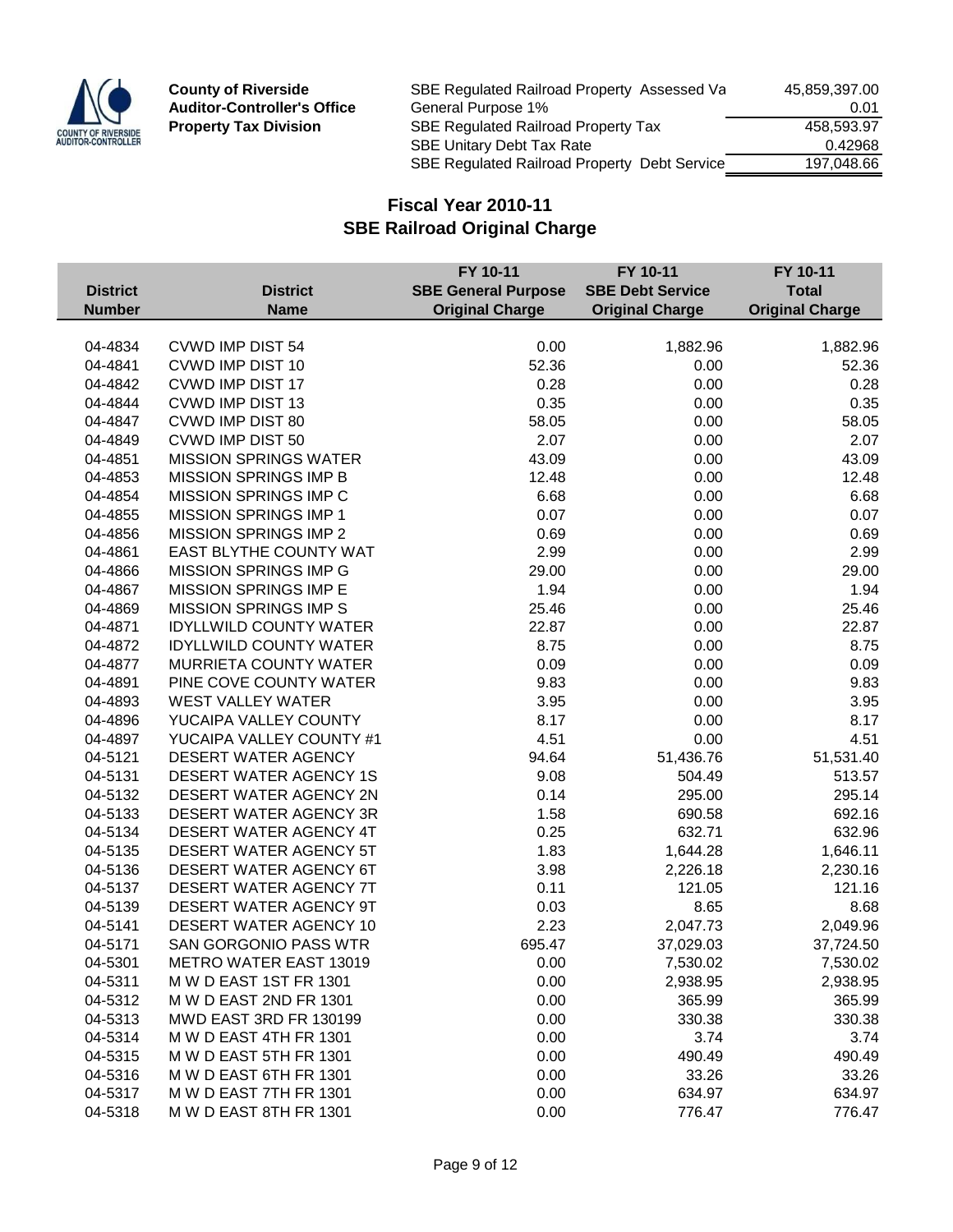**County of Riverside**
**Auditor-Controller's Office**
**Property Tax Division**

| | |
|---|---:|
| SBE Regulated Railroad Property Assessed Va | 45,859,397.00 |
| General Purpose 1% | 0.01 |
| SBE Regulated Railroad Property Tax | 458,593.97 |
| SBE Unitary Debt Tax Rate | 0.42968 |
| SBE Regulated Railroad Property Debt Service | 197,048.66 |

## Fiscal Year 2010-11
## SBE Railroad Original Charge

| District Number | District Name | FY 10-11 SBE General Purpose Original Charge | FY 10-11 SBE Debt Service Original Charge | FY 10-11 Total Original Charge |
|---|---|---:|---:|---:|
| 04-4834 | CVWD IMP DIST 54 | 0.00 | 1,882.96 | 1,882.96 |
| 04-4841 | CVWD IMP DIST 10 | 52.36 | 0.00 | 52.36 |
| 04-4842 | CVWD IMP DIST 17 | 0.28 | 0.00 | 0.28 |
| 04-4844 | CVWD IMP DIST 13 | 0.35 | 0.00 | 0.35 |
| 04-4847 | CVWD IMP DIST 80 | 58.05 | 0.00 | 58.05 |
| 04-4849 | CVWD IMP DIST 50 | 2.07 | 0.00 | 2.07 |
| 04-4851 | MISSION SPRINGS WATER | 43.09 | 0.00 | 43.09 |
| 04-4853 | MISSION SPRINGS IMP B | 12.48 | 0.00 | 12.48 |
| 04-4854 | MISSION SPRINGS IMP C | 6.68 | 0.00 | 6.68 |
| 04-4855 | MISSION SPRINGS IMP 1 | 0.07 | 0.00 | 0.07 |
| 04-4856 | MISSION SPRINGS IMP 2 | 0.69 | 0.00 | 0.69 |
| 04-4861 | EAST BLYTHE COUNTY WAT | 2.99 | 0.00 | 2.99 |
| 04-4866 | MISSION SPRINGS IMP G | 29.00 | 0.00 | 29.00 |
| 04-4867 | MISSION SPRINGS IMP E | 1.94 | 0.00 | 1.94 |
| 04-4869 | MISSION SPRINGS IMP S | 25.46 | 0.00 | 25.46 |
| 04-4871 | IDYLLWILD COUNTY WATER | 22.87 | 0.00 | 22.87 |
| 04-4872 | IDYLLWILD COUNTY WATER | 8.75 | 0.00 | 8.75 |
| 04-4877 | MURRIETA COUNTY WATER | 0.09 | 0.00 | 0.09 |
| 04-4891 | PINE COVE COUNTY WATER | 9.83 | 0.00 | 9.83 |
| 04-4893 | WEST VALLEY WATER | 3.95 | 0.00 | 3.95 |
| 04-4896 | YUCAIPA VALLEY COUNTY | 8.17 | 0.00 | 8.17 |
| 04-4897 | YUCAIPA VALLEY COUNTY #1 | 4.51 | 0.00 | 4.51 |
| 04-5121 | DESERT WATER AGENCY | 94.64 | 51,436.76 | 51,531.40 |
| 04-5131 | DESERT WATER AGENCY 1S | 9.08 | 504.49 | 513.57 |
| 04-5132 | DESERT WATER AGENCY 2N | 0.14 | 295.00 | 295.14 |
| 04-5133 | DESERT WATER AGENCY 3R | 1.58 | 690.58 | 692.16 |
| 04-5134 | DESERT WATER AGENCY 4T | 0.25 | 632.71 | 632.96 |
| 04-5135 | DESERT WATER AGENCY 5T | 1.83 | 1,644.28 | 1,646.11 |
| 04-5136 | DESERT WATER AGENCY 6T | 3.98 | 2,226.18 | 2,230.16 |
| 04-5137 | DESERT WATER AGENCY 7T | 0.11 | 121.05 | 121.16 |
| 04-5139 | DESERT WATER AGENCY 9T | 0.03 | 8.65 | 8.68 |
| 04-5141 | DESERT WATER AGENCY 10 | 2.23 | 2,047.73 | 2,049.96 |
| 04-5171 | SAN GORGONIO PASS WTR | 695.47 | 37,029.03 | 37,724.50 |
| 04-5301 | METRO WATER EAST 13019 | 0.00 | 7,530.02 | 7,530.02 |
| 04-5311 | M W D EAST 1ST FR 1301 | 0.00 | 2,938.95 | 2,938.95 |
| 04-5312 | M W D EAST 2ND FR 1301 | 0.00 | 365.99 | 365.99 |
| 04-5313 | MWD EAST 3RD FR 130199 | 0.00 | 330.38 | 330.38 |
| 04-5314 | M W D EAST 4TH FR 1301 | 0.00 | 3.74 | 3.74 |
| 04-5315 | M W D EAST 5TH FR 1301 | 0.00 | 490.49 | 490.49 |
| 04-5316 | M W D EAST 6TH FR 1301 | 0.00 | 33.26 | 33.26 |
| 04-5317 | M W D EAST 7TH FR 1301 | 0.00 | 634.97 | 634.97 |
| 04-5318 | M W D EAST 8TH FR 1301 | 0.00 | 776.47 | 776.47 |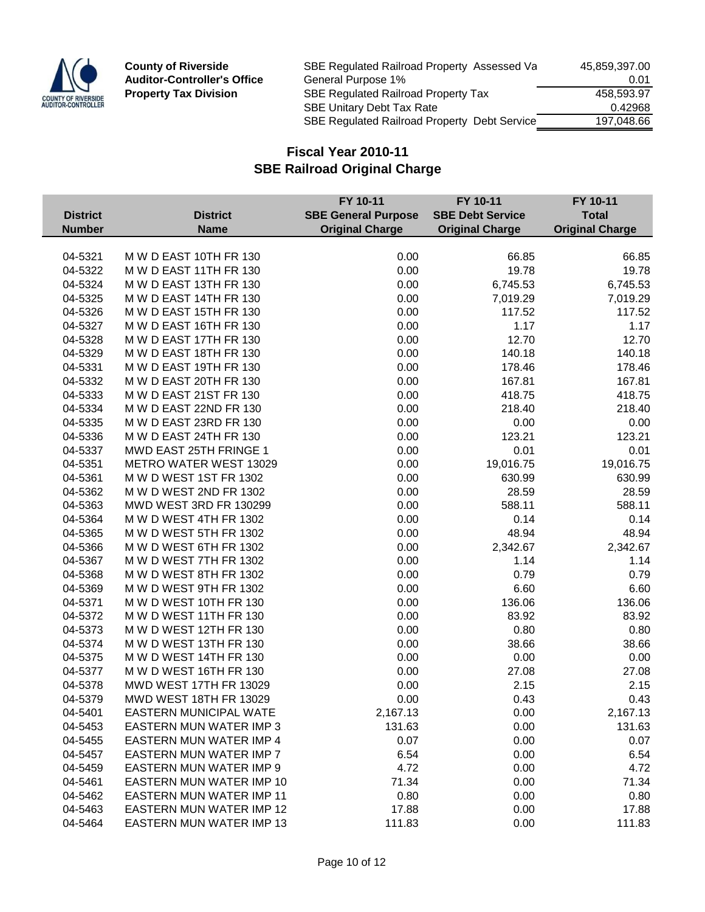**County of Riverside**
**Auditor-Controller's Office**
**Property Tax Division**

| | |
|---|---:|
| SBE Regulated Railroad Property Assessed Va | 45,859,397.00 |
| General Purpose 1% | 0.01 |
| SBE Regulated Railroad Property Tax | 458,593.97 |
| SBE Unitary Debt Tax Rate | 0.42968 |
| SBE Regulated Railroad Property Debt Service | 197,048.66 |

## Fiscal Year 2010-11
## SBE Railroad Original Charge

| District Number | District Name | FY 10-11 SBE General Purpose Original Charge | FY 10-11 SBE Debt Service Original Charge | FY 10-11 Total Original Charge |
|---|---|---:|---:|---:|
| 04-5321 | M W D EAST 10TH FR 130 | 0.00 | 66.85 | 66.85 |
| 04-5322 | M W D EAST 11TH FR 130 | 0.00 | 19.78 | 19.78 |
| 04-5324 | M W D EAST 13TH FR 130 | 0.00 | 6,745.53 | 6,745.53 |
| 04-5325 | M W D EAST 14TH FR 130 | 0.00 | 7,019.29 | 7,019.29 |
| 04-5326 | M W D EAST 15TH FR 130 | 0.00 | 117.52 | 117.52 |
| 04-5327 | M W D EAST 16TH FR 130 | 0.00 | 1.17 | 1.17 |
| 04-5328 | M W D EAST 17TH FR 130 | 0.00 | 12.70 | 12.70 |
| 04-5329 | M W D EAST 18TH FR 130 | 0.00 | 140.18 | 140.18 |
| 04-5331 | M W D EAST 19TH FR 130 | 0.00 | 178.46 | 178.46 |
| 04-5332 | M W D EAST 20TH FR 130 | 0.00 | 167.81 | 167.81 |
| 04-5333 | M W D EAST 21ST FR 130 | 0.00 | 418.75 | 418.75 |
| 04-5334 | M W D EAST 22ND FR 130 | 0.00 | 218.40 | 218.40 |
| 04-5335 | M W D EAST 23RD FR 130 | 0.00 | 0.00 | 0.00 |
| 04-5336 | M W D EAST 24TH FR 130 | 0.00 | 123.21 | 123.21 |
| 04-5337 | MWD EAST 25TH FRINGE 1 | 0.00 | 0.01 | 0.01 |
| 04-5351 | METRO WATER WEST 13029 | 0.00 | 19,016.75 | 19,016.75 |
| 04-5361 | M W D WEST 1ST FR 1302 | 0.00 | 630.99 | 630.99 |
| 04-5362 | M W D WEST 2ND FR 1302 | 0.00 | 28.59 | 28.59 |
| 04-5363 | MWD WEST 3RD FR 130299 | 0.00 | 588.11 | 588.11 |
| 04-5364 | M W D WEST 4TH FR 1302 | 0.00 | 0.14 | 0.14 |
| 04-5365 | M W D WEST 5TH FR 1302 | 0.00 | 48.94 | 48.94 |
| 04-5366 | M W D WEST 6TH FR 1302 | 0.00 | 2,342.67 | 2,342.67 |
| 04-5367 | M W D WEST 7TH FR 1302 | 0.00 | 1.14 | 1.14 |
| 04-5368 | M W D WEST 8TH FR 1302 | 0.00 | 0.79 | 0.79 |
| 04-5369 | M W D WEST 9TH FR 1302 | 0.00 | 6.60 | 6.60 |
| 04-5371 | M W D WEST 10TH FR 130 | 0.00 | 136.06 | 136.06 |
| 04-5372 | M W D WEST 11TH FR 130 | 0.00 | 83.92 | 83.92 |
| 04-5373 | M W D WEST 12TH FR 130 | 0.00 | 0.80 | 0.80 |
| 04-5374 | M W D WEST 13TH FR 130 | 0.00 | 38.66 | 38.66 |
| 04-5375 | M W D WEST 14TH FR 130 | 0.00 | 0.00 | 0.00 |
| 04-5377 | M W D WEST 16TH FR 130 | 0.00 | 27.08 | 27.08 |
| 04-5378 | MWD WEST 17TH FR 13029 | 0.00 | 2.15 | 2.15 |
| 04-5379 | MWD WEST 18TH FR 13029 | 0.00 | 0.43 | 0.43 |
| 04-5401 | EASTERN MUNICIPAL WATE | 2,167.13 | 0.00 | 2,167.13 |
| 04-5453 | EASTERN MUN WATER IMP 3 | 131.63 | 0.00 | 131.63 |
| 04-5455 | EASTERN MUN WATER IMP 4 | 0.07 | 0.00 | 0.07 |
| 04-5457 | EASTERN MUN WATER IMP 7 | 6.54 | 0.00 | 6.54 |
| 04-5459 | EASTERN MUN WATER IMP 9 | 4.72 | 0.00 | 4.72 |
| 04-5461 | EASTERN MUN WATER IMP 10 | 71.34 | 0.00 | 71.34 |
| 04-5462 | EASTERN MUN WATER IMP 11 | 0.80 | 0.00 | 0.80 |
| 04-5463 | EASTERN MUN WATER IMP 12 | 17.88 | 0.00 | 17.88 |
| 04-5464 | EASTERN MUN WATER IMP 13 | 111.83 | 0.00 | 111.83 |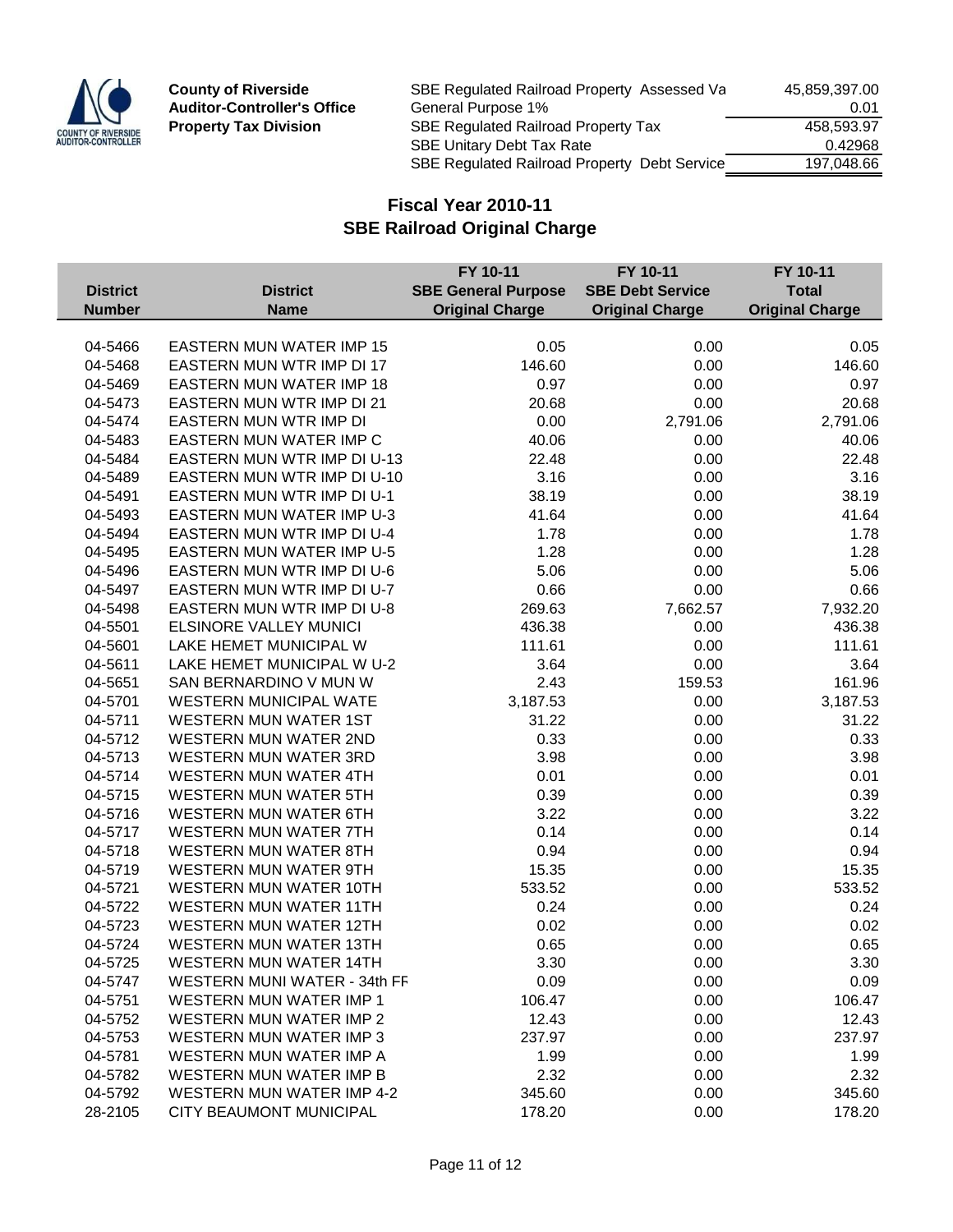**County of Riverside**
**Auditor-Controller's Office**
**Property Tax Division**

| | |
|---|---|
| SBE Regulated Railroad Property Assessed Va | 45,859,397.00 |
| General Purpose 1% | 0.01 |
| SBE Regulated Railroad Property Tax | 458,593.97 |
| SBE Unitary Debt Tax Rate | 0.42968 |
| SBE Regulated Railroad Property Debt Service | 197,048.66 |

## Fiscal Year 2010-11
## SBE Railroad Original Charge

| District Number | District Name | FY 10-11 SBE General Purpose Original Charge | FY 10-11 SBE Debt Service Original Charge | FY 10-11 Total Original Charge |
|---|---|---|---|---|
| 04-5466 | EASTERN MUN WATER IMP 15 | 0.05 | 0.00 | 0.05 |
| 04-5468 | EASTERN MUN WTR IMP DI 17 | 146.60 | 0.00 | 146.60 |
| 04-5469 | EASTERN MUN WATER IMP 18 | 0.97 | 0.00 | 0.97 |
| 04-5473 | EASTERN MUN WTR IMP DI 21 | 20.68 | 0.00 | 20.68 |
| 04-5474 | EASTERN MUN WTR IMP DI | 0.00 | 2,791.06 | 2,791.06 |
| 04-5483 | EASTERN MUN WATER IMP C | 40.06 | 0.00 | 40.06 |
| 04-5484 | EASTERN MUN WTR IMP DI U-13 | 22.48 | 0.00 | 22.48 |
| 04-5489 | EASTERN MUN WTR IMP DI U-10 | 3.16 | 0.00 | 3.16 |
| 04-5491 | EASTERN MUN WTR IMP DI U-1 | 38.19 | 0.00 | 38.19 |
| 04-5493 | EASTERN MUN WATER IMP U-3 | 41.64 | 0.00 | 41.64 |
| 04-5494 | EASTERN MUN WTR IMP DI U-4 | 1.78 | 0.00 | 1.78 |
| 04-5495 | EASTERN MUN WATER IMP U-5 | 1.28 | 0.00 | 1.28 |
| 04-5496 | EASTERN MUN WTR IMP DI U-6 | 5.06 | 0.00 | 5.06 |
| 04-5497 | EASTERN MUN WTR IMP DI U-7 | 0.66 | 0.00 | 0.66 |
| 04-5498 | EASTERN MUN WTR IMP DI U-8 | 269.63 | 7,662.57 | 7,932.20 |
| 04-5501 | ELSINORE VALLEY MUNICI | 436.38 | 0.00 | 436.38 |
| 04-5601 | LAKE HEMET MUNICIPAL W | 111.61 | 0.00 | 111.61 |
| 04-5611 | LAKE HEMET MUNICIPAL W U-2 | 3.64 | 0.00 | 3.64 |
| 04-5651 | SAN BERNARDINO V MUN W | 2.43 | 159.53 | 161.96 |
| 04-5701 | WESTERN MUNICIPAL WATE | 3,187.53 | 0.00 | 3,187.53 |
| 04-5711 | WESTERN MUN WATER 1ST | 31.22 | 0.00 | 31.22 |
| 04-5712 | WESTERN MUN WATER 2ND | 0.33 | 0.00 | 0.33 |
| 04-5713 | WESTERN MUN WATER 3RD | 3.98 | 0.00 | 3.98 |
| 04-5714 | WESTERN MUN WATER 4TH | 0.01 | 0.00 | 0.01 |
| 04-5715 | WESTERN MUN WATER 5TH | 0.39 | 0.00 | 0.39 |
| 04-5716 | WESTERN MUN WATER 6TH | 3.22 | 0.00 | 3.22 |
| 04-5717 | WESTERN MUN WATER 7TH | 0.14 | 0.00 | 0.14 |
| 04-5718 | WESTERN MUN WATER 8TH | 0.94 | 0.00 | 0.94 |
| 04-5719 | WESTERN MUN WATER 9TH | 15.35 | 0.00 | 15.35 |
| 04-5721 | WESTERN MUN WATER 10TH | 533.52 | 0.00 | 533.52 |
| 04-5722 | WESTERN MUN WATER 11TH | 0.24 | 0.00 | 0.24 |
| 04-5723 | WESTERN MUN WATER 12TH | 0.02 | 0.00 | 0.02 |
| 04-5724 | WESTERN MUN WATER 13TH | 0.65 | 0.00 | 0.65 |
| 04-5725 | WESTERN MUN WATER 14TH | 3.30 | 0.00 | 3.30 |
| 04-5747 | WESTERN MUNI WATER - 34th FF | 0.09 | 0.00 | 0.09 |
| 04-5751 | WESTERN MUN WATER IMP 1 | 106.47 | 0.00 | 106.47 |
| 04-5752 | WESTERN MUN WATER IMP 2 | 12.43 | 0.00 | 12.43 |
| 04-5753 | WESTERN MUN WATER IMP 3 | 237.97 | 0.00 | 237.97 |
| 04-5781 | WESTERN MUN WATER IMP A | 1.99 | 0.00 | 1.99 |
| 04-5782 | WESTERN MUN WATER IMP B | 2.32 | 0.00 | 2.32 |
| 04-5792 | WESTERN MUN WATER IMP 4-2 | 345.60 | 0.00 | 345.60 |
| 28-2105 | CITY BEAUMONT MUNICIPAL | 178.20 | 0.00 | 178.20 |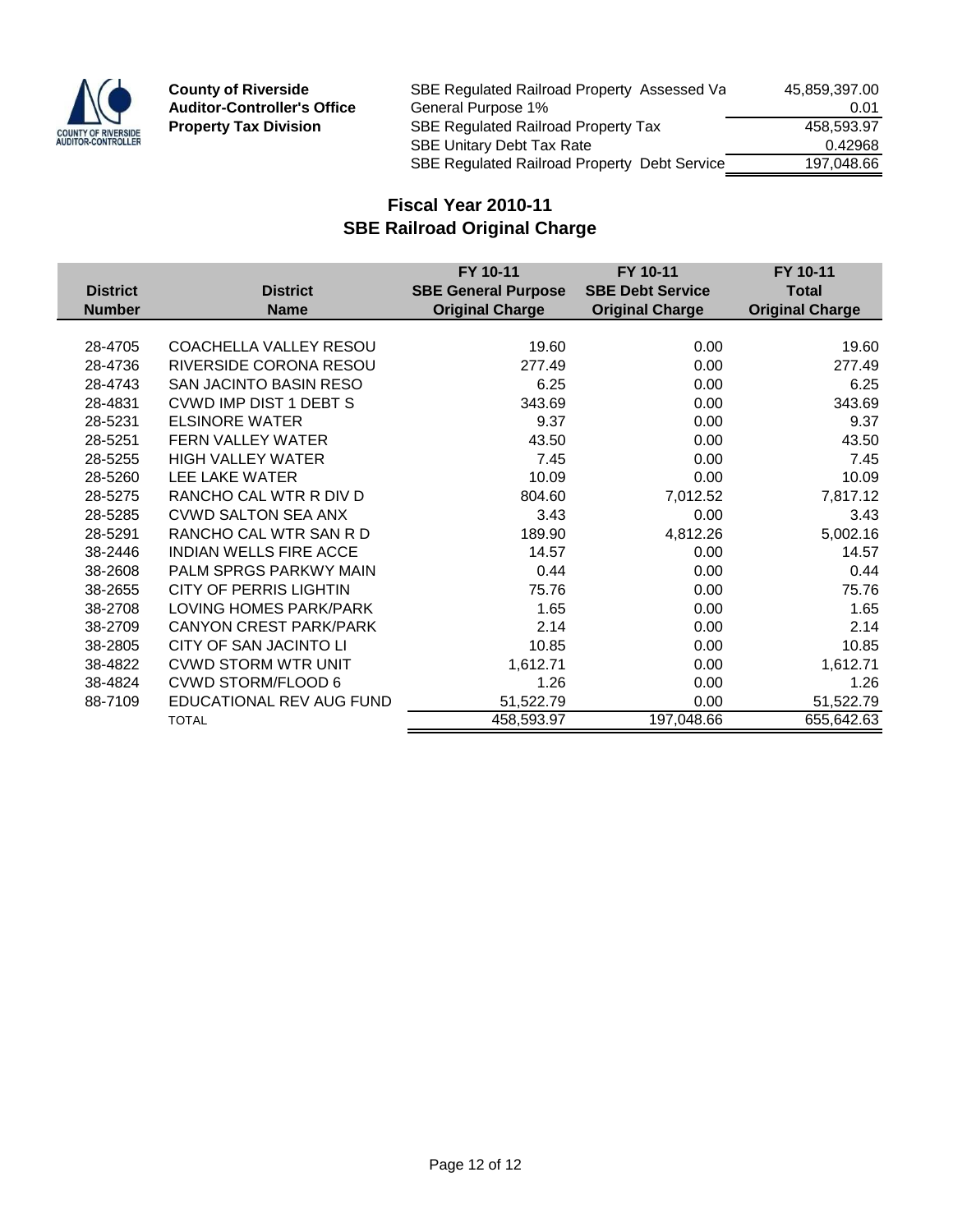**County of Riverside**
**Auditor-Controller's Office**
**Property Tax Division**

| | |
|---|---|
| SBE Regulated Railroad Property Assessed Va | 45,859,397.00 |
| General Purpose 1% | 0.01 |
| SBE Regulated Railroad Property Tax | 458,593.97 |
| SBE Unitary Debt Tax Rate | 0.42968 |
| SBE Regulated Railroad Property Debt Service | 197,048.66 |

## Fiscal Year 2010-11
## SBE Railroad Original Charge

| District Number | District Name | FY 10-11 SBE General Purpose Original Charge | FY 10-11 SBE Debt Service Original Charge | FY 10-11 Total Original Charge |
|---|---|---|---|---|
| 28-4705 | COACHELLA VALLEY RESOU | 19.60 | 0.00 | 19.60 |
| 28-4736 | RIVERSIDE CORONA RESOU | 277.49 | 0.00 | 277.49 |
| 28-4743 | SAN JACINTO BASIN RESO | 6.25 | 0.00 | 6.25 |
| 28-4831 | CVWD IMP DIST 1 DEBT S | 343.69 | 0.00 | 343.69 |
| 28-5231 | ELSINORE WATER | 9.37 | 0.00 | 9.37 |
| 28-5251 | FERN VALLEY WATER | 43.50 | 0.00 | 43.50 |
| 28-5255 | HIGH VALLEY WATER | 7.45 | 0.00 | 7.45 |
| 28-5260 | LEE LAKE WATER | 10.09 | 0.00 | 10.09 |
| 28-5275 | RANCHO CAL WTR R DIV D | 804.60 | 7,012.52 | 7,817.12 |
| 28-5285 | CVWD SALTON SEA ANX | 3.43 | 0.00 | 3.43 |
| 28-5291 | RANCHO CAL WTR SAN R D | 189.90 | 4,812.26 | 5,002.16 |
| 38-2446 | INDIAN WELLS FIRE ACCE | 14.57 | 0.00 | 14.57 |
| 38-2608 | PALM SPRGS PARKWY MAIN | 0.44 | 0.00 | 0.44 |
| 38-2655 | CITY OF PERRIS LIGHTIN | 75.76 | 0.00 | 75.76 |
| 38-2708 | LOVING HOMES PARK/PARK | 1.65 | 0.00 | 1.65 |
| 38-2709 | CANYON CREST PARK/PARK | 2.14 | 0.00 | 2.14 |
| 38-2805 | CITY OF SAN JACINTO LI | 10.85 | 0.00 | 10.85 |
| 38-4822 | CVWD STORM WTR UNIT | 1,612.71 | 0.00 | 1,612.71 |
| 38-4824 | CVWD STORM/FLOOD 6 | 1.26 | 0.00 | 1.26 |
| 88-7109 | EDUCATIONAL REV AUG FUND | 51,522.79 | 0.00 | 51,522.79 |
| | TOTAL | 458,593.97 | 197,048.66 | 655,642.63 |